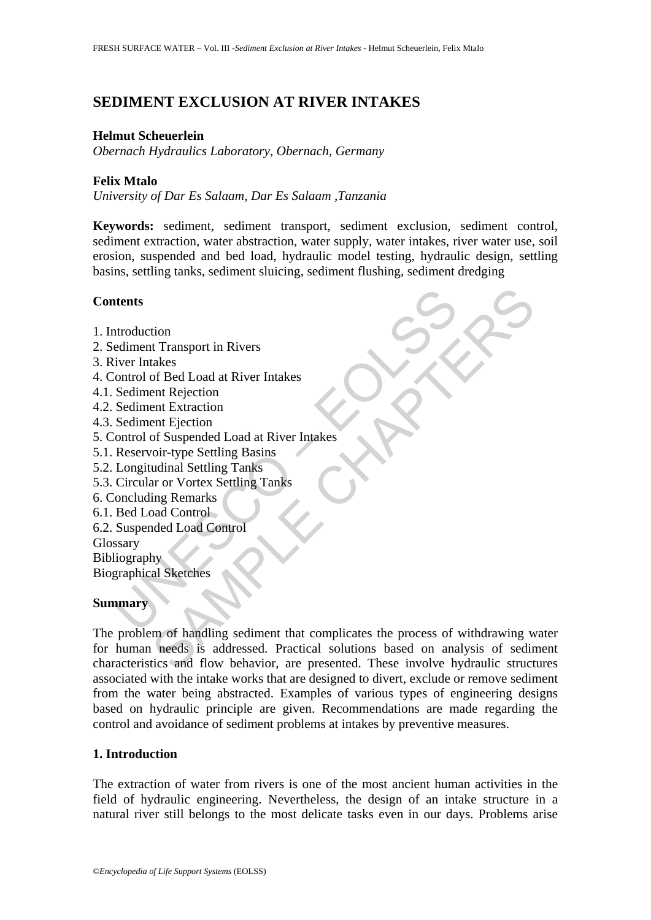# SEDIMENT EXCLUSION AT RIVER INTAKES

**Helmut Scheuerlein**

*Obernach Hydraulics Laboratory, Obernach, Germany*

**Felix Mtalo**

*University of Dar Es Salaam, Dar Es Salaam ,Tanzania*

**Keywords:** sediment, sediment transport, sediment exclusion, sediment control, sediment extraction, water abstraction, water supply, water intakes, river water use, soil erosion, suspended and bed load, hydraulic model testing, hydraulic design, settling basins, settling tanks, sediment sluicing, sediment flushing, sediment dredging

## Contents

1. Introduction
2. Sediment Transport in Rivers
3. River Intakes
4. Control of Bed Load at River Intakes
4.1. Sediment Rejection
4.2. Sediment Extraction
4.3. Sediment Ejection
5. Control of Suspended Load at River Intakes
5.1. Reservoir-type Settling Basins
5.2. Longitudinal Settling Tanks
5.3. Circular or Vortex Settling Tanks
6. Concluding Remarks
6.1. Bed Load Control
6.2. Suspended Load Control

Glossary

Bibliography

Biographical Sketches

## Summary

The problem of handling sediment that complicates the process of withdrawing water for human needs is addressed. Practical solutions based on analysis of sediment characteristics and flow behavior, are presented. These involve hydraulic structures associated with the intake works that are designed to divert, exclude or remove sediment from the water being abstracted. Examples of various types of engineering designs based on hydraulic principle are given. Recommendations are made regarding the control and avoidance of sediment problems at intakes by preventive measures.

## 1. Introduction

The extraction of water from rivers is one of the most ancient human activities in the field of hydraulic engineering. Nevertheless, the design of an intake structure in a natural river still belongs to the most delicate tasks even in our days. Problems arise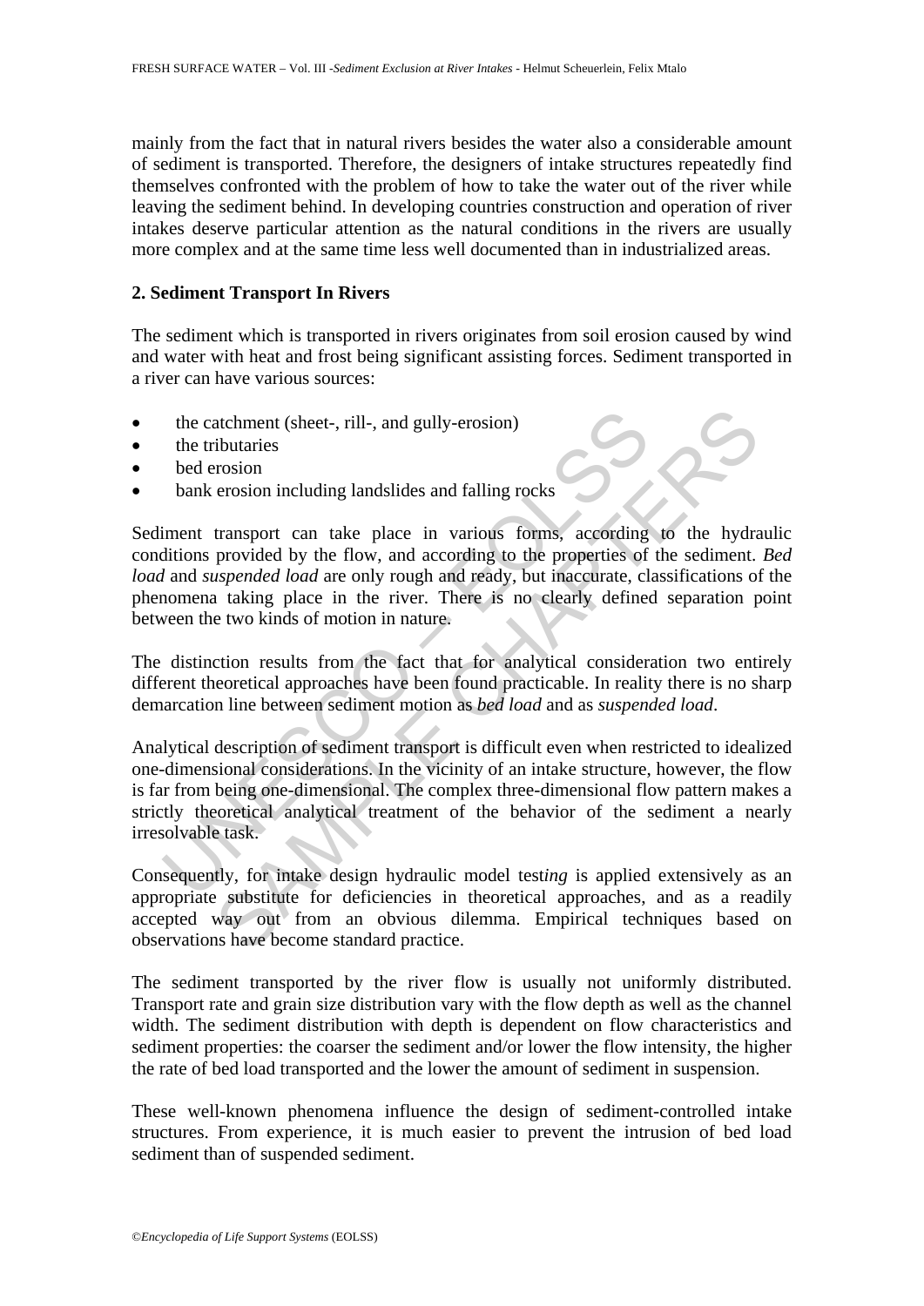mainly from the fact that in natural rivers besides the water also a considerable amount of sediment is transported. Therefore, the designers of intake structures repeatedly find themselves confronted with the problem of how to take the water out of the river while leaving the sediment behind. In developing countries construction and operation of river intakes deserve particular attention as the natural conditions in the rivers are usually more complex and at the same time less well documented than in industrialized areas.

## 2. Sediment Transport In Rivers

The sediment which is transported in rivers originates from soil erosion caused by wind and water with heat and frost being significant assisting forces. Sediment transported in a river can have various sources:

- the catchment (sheet-, rill-, and gully-erosion)
- the tributaries
- bed erosion
- bank erosion including landslides and falling rocks

Sediment transport can take place in various forms, according to the hydraulic conditions provided by the flow, and according to the properties of the sediment. *Bed load* and *suspended load* are only rough and ready, but inaccurate, classifications of the phenomena taking place in the river. There is no clearly defined separation point between the two kinds of motion in nature.

The distinction results from the fact that for analytical consideration two entirely different theoretical approaches have been found practicable. In reality there is no sharp demarcation line between sediment motion as *bed load* and as *suspended load*.

Analytical description of sediment transport is difficult even when restricted to idealized one-dimensional considerations. In the vicinity of an intake structure, however, the flow is far from being one-dimensional. The complex three-dimensional flow pattern makes a strictly theoretical analytical treatment of the behavior of the sediment a nearly irresolvable task.

Consequently, for intake design hydraulic model test*ing* is applied extensively as an appropriate substitute for deficiencies in theoretical approaches, and as a readily accepted way out from an obvious dilemma. Empirical techniques based on observations have become standard practice.

The sediment transported by the river flow is usually not uniformly distributed. Transport rate and grain size distribution vary with the flow depth as well as the channel width. The sediment distribution with depth is dependent on flow characteristics and sediment properties: the coarser the sediment and/or lower the flow intensity, the higher the rate of bed load transported and the lower the amount of sediment in suspension.

These well-known phenomena influence the design of sediment-controlled intake structures. From experience, it is much easier to prevent the intrusion of bed load sediment than of suspended sediment.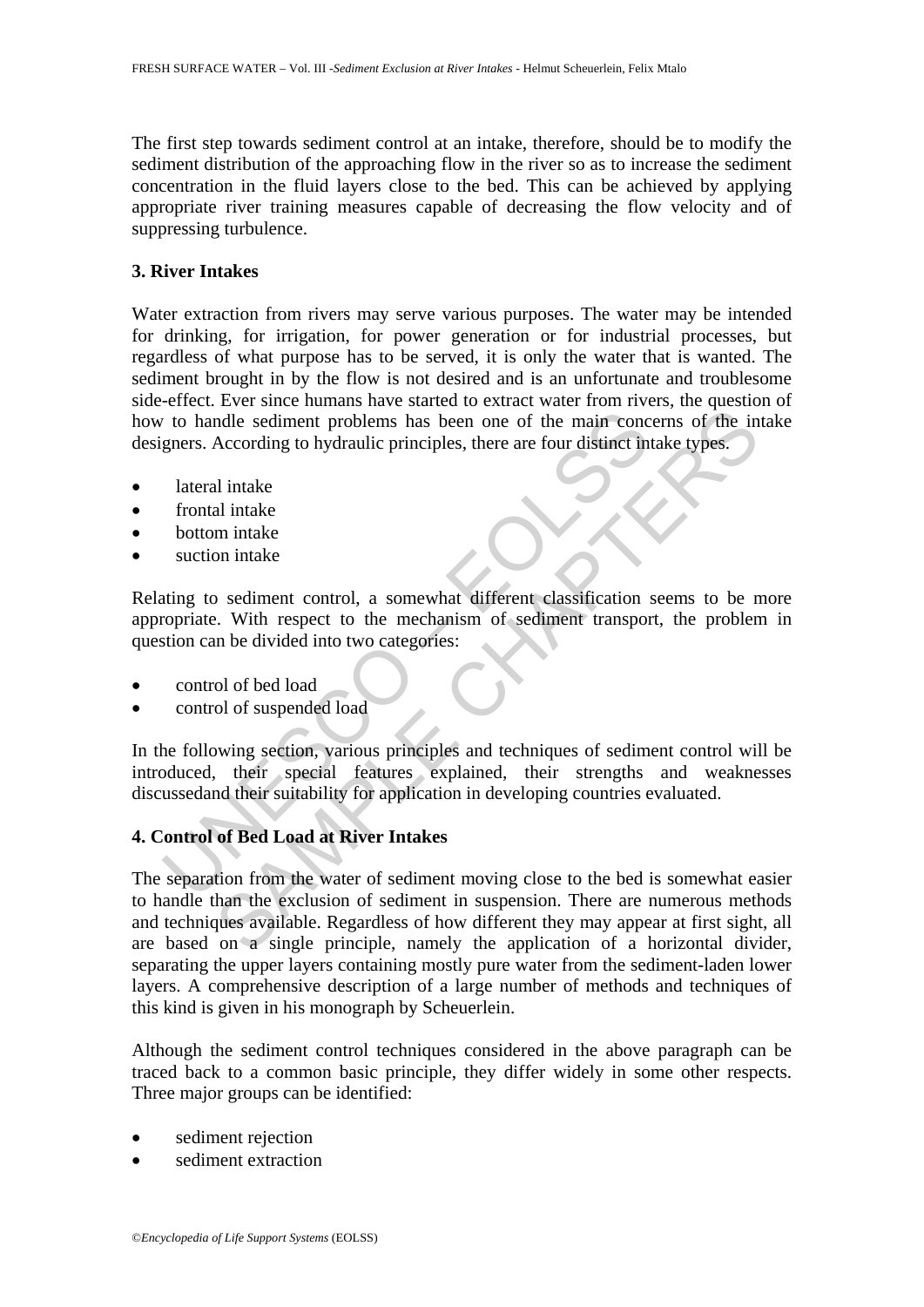The first step towards sediment control at an intake, therefore, should be to modify the sediment distribution of the approaching flow in the river so as to increase the sediment concentration in the fluid layers close to the bed. This can be achieved by applying appropriate river training measures capable of decreasing the flow velocity and of suppressing turbulence.

## 3. River Intakes

Water extraction from rivers may serve various purposes. The water may be intended for drinking, for irrigation, for power generation or for industrial processes, but regardless of what purpose has to be served, it is only the water that is wanted. The sediment brought in by the flow is not desired and is an unfortunate and troublesome side-effect. Ever since humans have started to extract water from rivers, the question of how to handle sediment problems has been one of the main concerns of the intake designers. According to hydraulic principles, there are four distinct intake types.

- lateral intake
- frontal intake
- bottom intake
- suction intake

Relating to sediment control, a somewhat different classification seems to be more appropriate. With respect to the mechanism of sediment transport, the problem in question can be divided into two categories:

- control of bed load
- control of suspended load

In the following section, various principles and techniques of sediment control will be introduced, their special features explained, their strengths and weaknesses discussedand their suitability for application in developing countries evaluated.

## 4. Control of Bed Load at River Intakes

The separation from the water of sediment moving close to the bed is somewhat easier to handle than the exclusion of sediment in suspension. There are numerous methods and techniques available. Regardless of how different they may appear at first sight, all are based on a single principle, namely the application of a horizontal divider, separating the upper layers containing mostly pure water from the sediment-laden lower layers. A comprehensive description of a large number of methods and techniques of this kind is given in his monograph by Scheuerlein.

Although the sediment control techniques considered in the above paragraph can be traced back to a common basic principle, they differ widely in some other respects. Three major groups can be identified:

- sediment rejection
- sediment extraction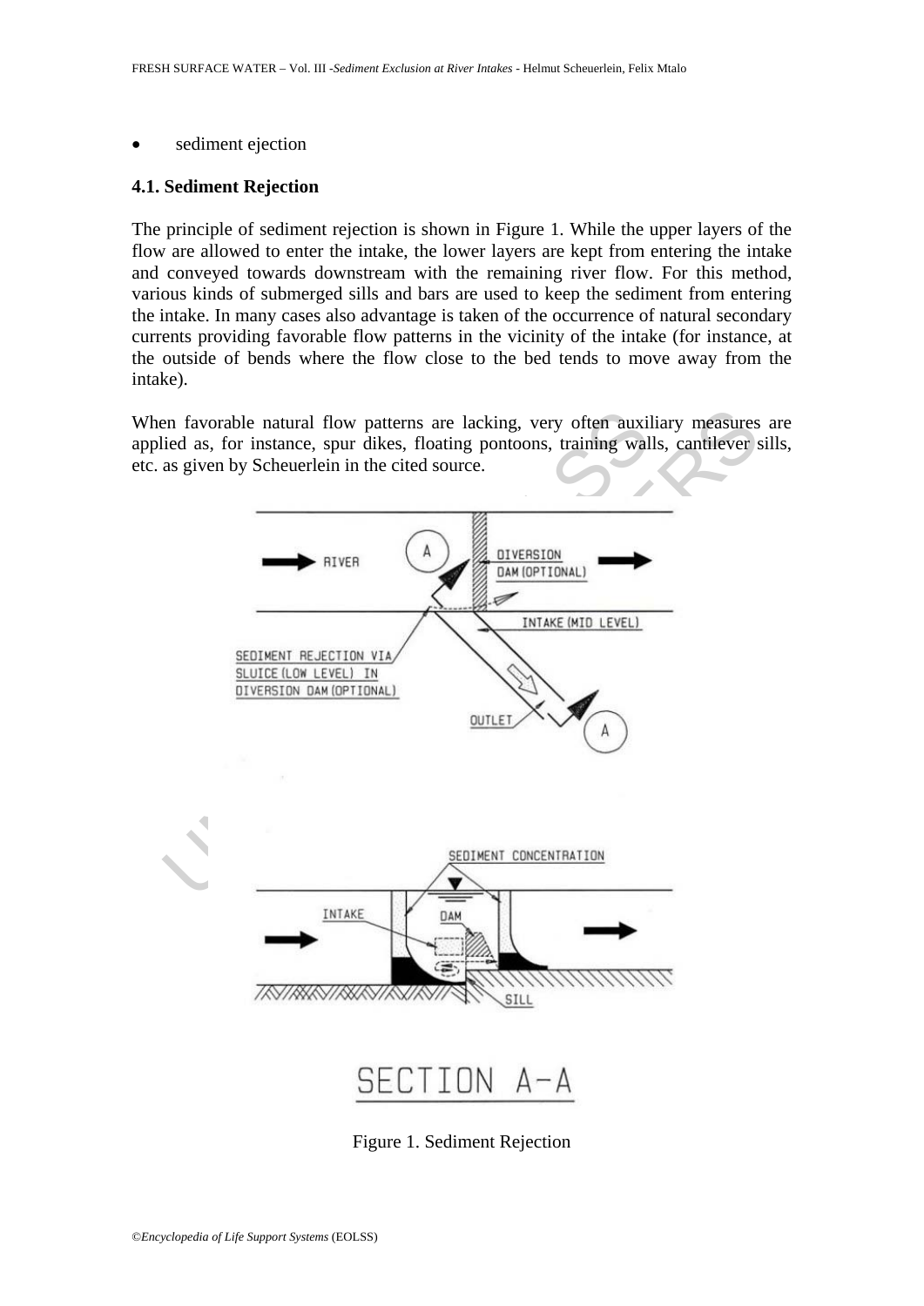- sediment ejection

### 4.1. Sediment Rejection

The principle of sediment rejection is shown in Figure 1. While the upper layers of the flow are allowed to enter the intake, the lower layers are kept from entering the intake and conveyed towards downstream with the remaining river flow. For this method, various kinds of submerged sills and bars are used to keep the sediment from entering the intake. In many cases also advantage is taken of the occurrence of natural secondary currents providing favorable flow patterns in the vicinity of the intake (for instance, at the outside of bends where the flow close to the bed tends to move away from the intake).

When favorable natural flow patterns are lacking, very often auxiliary measures are applied as, for instance, spur dikes, floating pontoons, training walls, cantilever sills, etc. as given by Scheuerlein in the cited source.

Figure 1. Sediment Rejection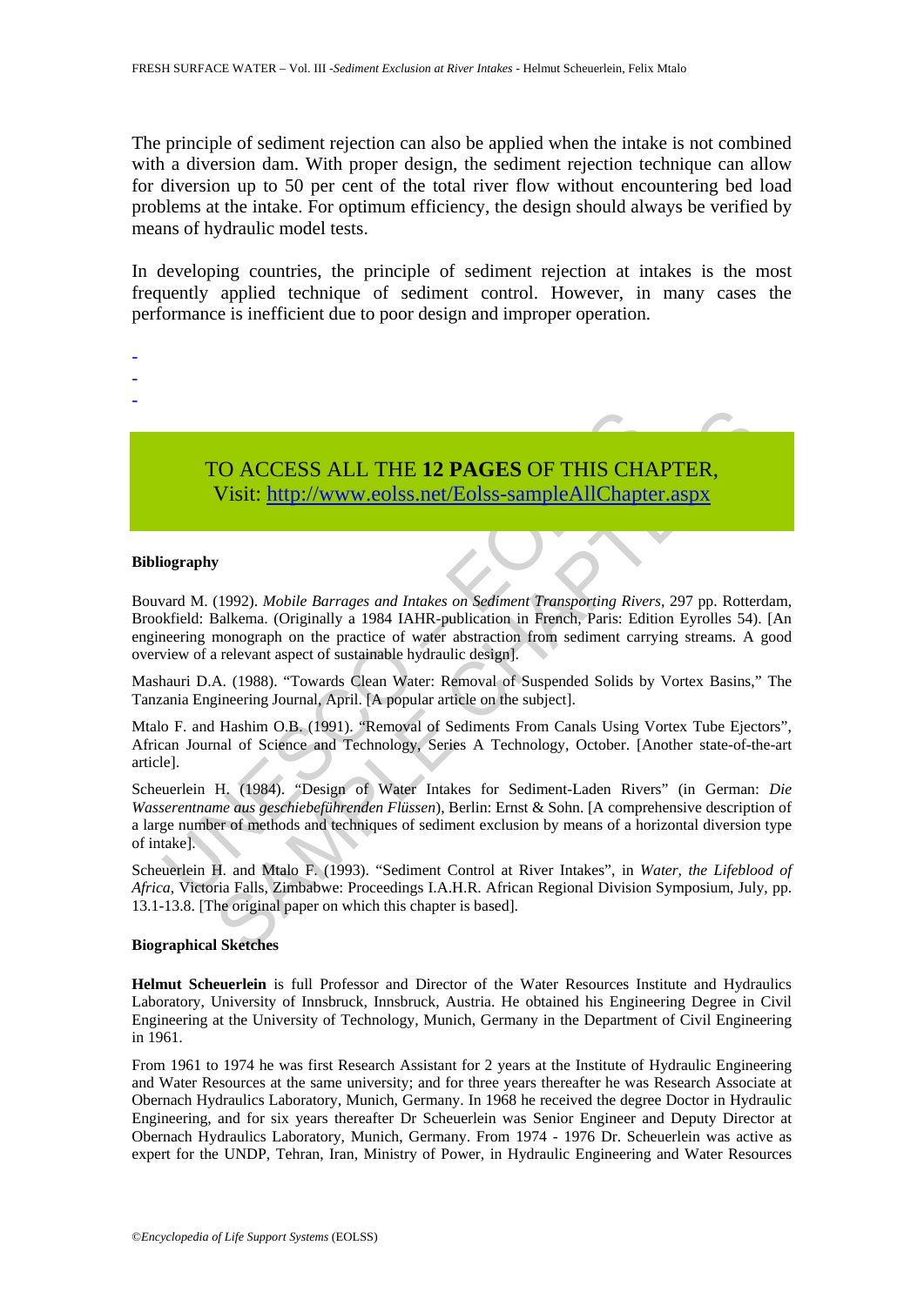The principle of sediment rejection can also be applied when the intake is not combined with a diversion dam. With proper design, the sediment rejection technique can allow for diversion up to 50 per cent of the total river flow without encountering bed load problems at the intake. For optimum efficiency, the design should always be verified by means of hydraulic model tests.

In developing countries, the principle of sediment rejection at intakes is the most frequently applied technique of sediment control. However, in many cases the performance is inefficient due to poor design and improper operation.

-
-
-

TO ACCESS ALL THE **12 PAGES** OF THIS CHAPTER,
Visit: http://www.eolss.net/Eolss-sampleAllChapter.aspx

**Bibliography**

Bouvard M. (1992). *Mobile Barrages and Intakes on Sediment Transporting Rivers*, 297 pp. Rotterdam, Brookfield: Balkema. (Originally a 1984 IAHR-publication in French, Paris: Edition Eyrolles 54). [An engineering monograph on the practice of water abstraction from sediment carrying streams. A good overview of a relevant aspect of sustainable hydraulic design].

Mashauri D.A. (1988). "Towards Clean Water: Removal of Suspended Solids by Vortex Basins," The Tanzania Engineering Journal, April. [A popular article on the subject].

Mtalo F. and Hashim O.B. (1991). "Removal of Sediments From Canals Using Vortex Tube Ejectors", African Journal of Science and Technology, Series A Technology, October. [Another state-of-the-art article].

Scheuerlein H. (1984). "Design of Water Intakes for Sediment-Laden Rivers" (in German: *Die Wasserentname aus geschiebeführenden Flüssen*), Berlin: Ernst & Sohn. [A comprehensive description of a large number of methods and techniques of sediment exclusion by means of a horizontal diversion type of intake].

Scheuerlein H. and Mtalo F. (1993). "Sediment Control at River Intakes", in *Water, the Lifeblood of Africa*, Victoria Falls, Zimbabwe: Proceedings I.A.H.R. African Regional Division Symposium, July, pp. 13.1-13.8. [The original paper on which this chapter is based].

**Biographical Sketches**

**Helmut Scheuerlein** is full Professor and Director of the Water Resources Institute and Hydraulics Laboratory, University of Innsbruck, Innsbruck, Austria. He obtained his Engineering Degree in Civil Engineering at the University of Technology, Munich, Germany in the Department of Civil Engineering in 1961.

From 1961 to 1974 he was first Research Assistant for 2 years at the Institute of Hydraulic Engineering and Water Resources at the same university; and for three years thereafter he was Research Associate at Obernach Hydraulics Laboratory, Munich, Germany. In 1968 he received the degree Doctor in Hydraulic Engineering, and for six years thereafter Dr Scheuerlein was Senior Engineer and Deputy Director at Obernach Hydraulics Laboratory, Munich, Germany. From 1974 - 1976 Dr. Scheuerlein was active as expert for the UNDP, Tehran, Iran, Ministry of Power, in Hydraulic Engineering and Water Resources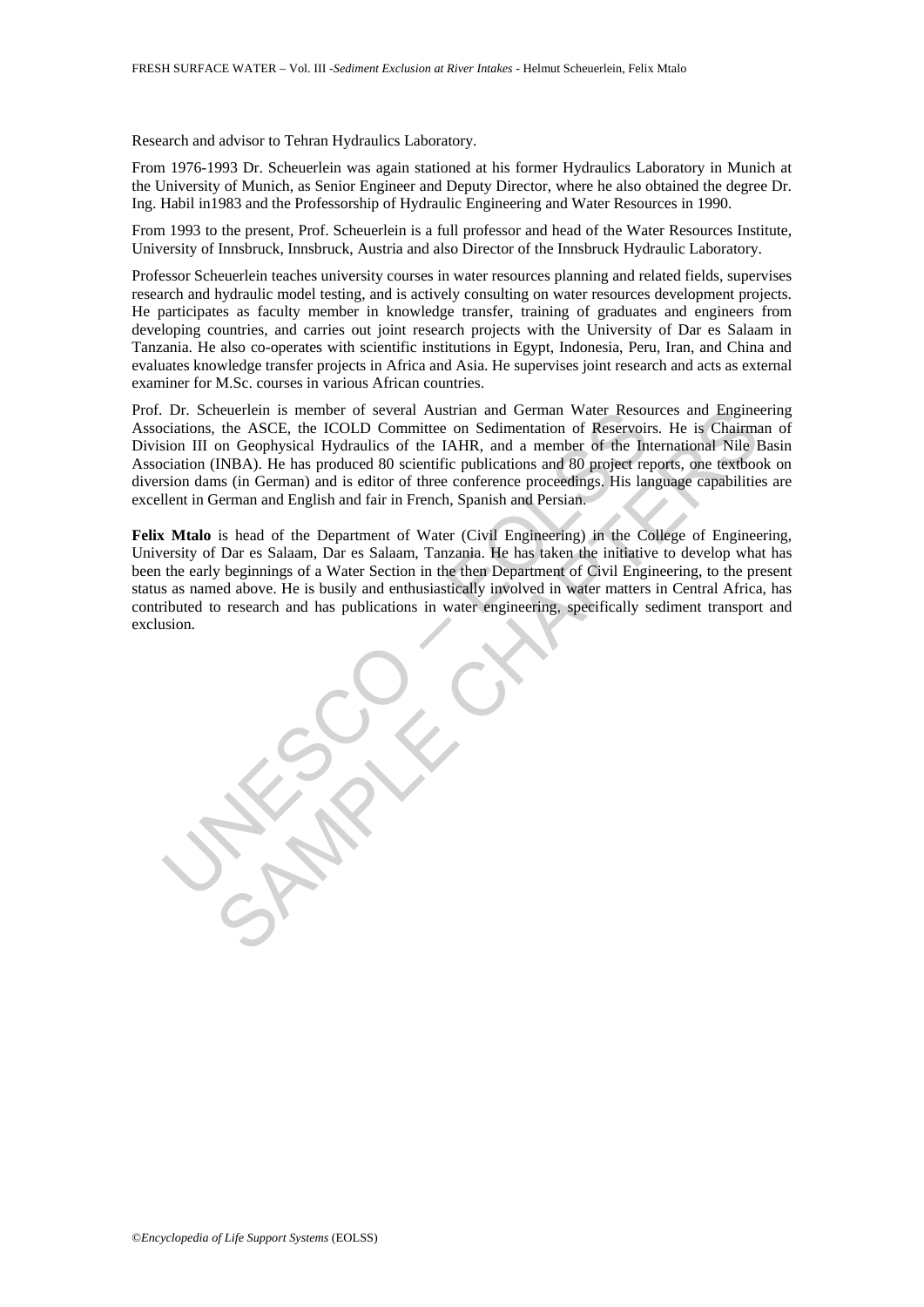Research and advisor to Tehran Hydraulics Laboratory.

From 1976-1993 Dr. Scheuerlein was again stationed at his former Hydraulics Laboratory in Munich at the University of Munich, as Senior Engineer and Deputy Director, where he also obtained the degree Dr. Ing. Habil in1983 and the Professorship of Hydraulic Engineering and Water Resources in 1990.

From 1993 to the present, Prof. Scheuerlein is a full professor and head of the Water Resources Institute, University of Innsbruck, Innsbruck, Austria and also Director of the Innsbruck Hydraulic Laboratory.

Professor Scheuerlein teaches university courses in water resources planning and related fields, supervises research and hydraulic model testing, and is actively consulting on water resources development projects. He participates as faculty member in knowledge transfer, training of graduates and engineers from developing countries, and carries out joint research projects with the University of Dar es Salaam in Tanzania. He also co-operates with scientific institutions in Egypt, Indonesia, Peru, Iran, and China and evaluates knowledge transfer projects in Africa and Asia. He supervises joint research and acts as external examiner for M.Sc. courses in various African countries.

Prof. Dr. Scheuerlein is member of several Austrian and German Water Resources and Engineering Associations, the ASCE, the ICOLD Committee on Sedimentation of Reservoirs. He is Chairman of Division III on Geophysical Hydraulics of the IAHR, and a member of the International Nile Basin Association (INBA). He has produced 80 scientific publications and 80 project reports, one textbook on diversion dams (in German) and is editor of three conference proceedings. His language capabilities are excellent in German and English and fair in French, Spanish and Persian.

**Felix Mtalo** is head of the Department of Water (Civil Engineering) in the College of Engineering, University of Dar es Salaam, Dar es Salaam, Tanzania. He has taken the initiative to develop what has been the early beginnings of a Water Section in the then Department of Civil Engineering, to the present status as named above. He is busily and enthusiastically involved in water matters in Central Africa, has contributed to research and has publications in water engineering, specifically sediment transport and exclusion.